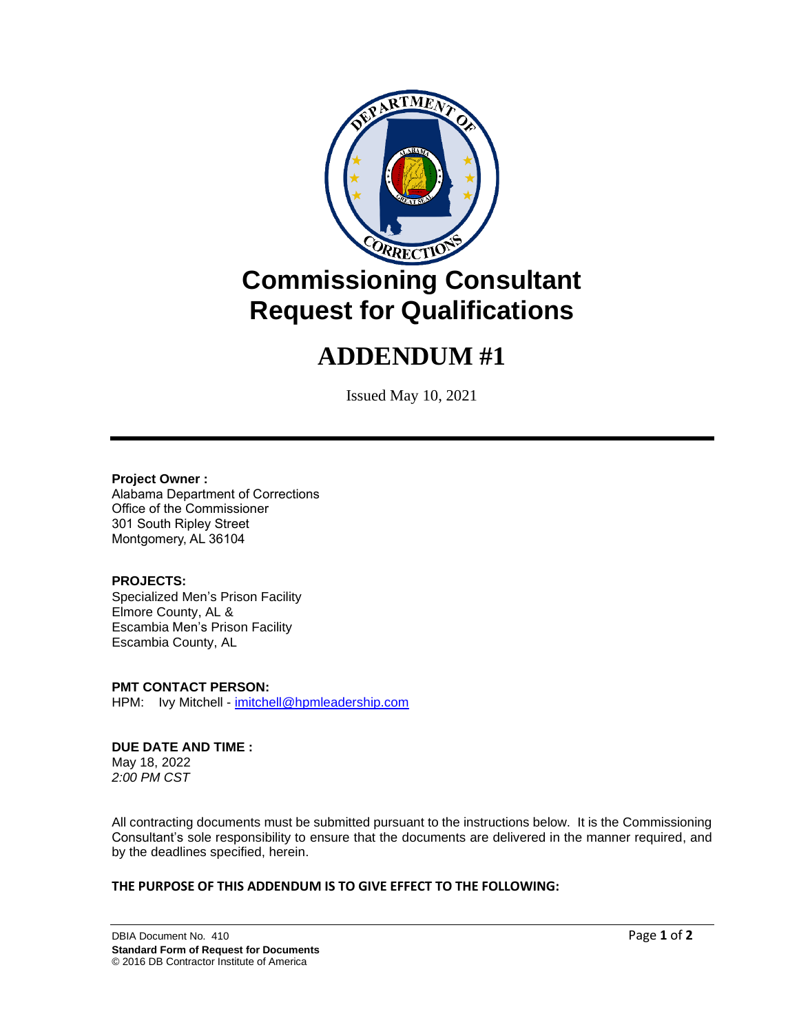# Commissioning Consultant Request for Qualifications

# ADDENDUM #1

Issued May 10, 2021

---

**Project Owner :**
Alabama Department of Corrections
Office of the Commissioner
301 South Ripley Street
Montgomery, AL 36104

**PROJECTS:**
Specialized Men's Prison Facility
Elmore County, AL &
Escambia Men's Prison Facility
Escambia County, AL

**PMT CONTACT PERSON:**
HPM: Ivy Mitchell - imitchell@hpmleadership.com

**DUE DATE AND TIME :**
May 18, 2022
*2:00 PM CST*

All contracting documents must be submitted pursuant to the instructions below. It is the Commissioning Consultant's sole responsibility to ensure that the documents are delivered in the manner required, and by the deadlines specified, herein.

**THE PURPOSE OF THIS ADDENDUM IS TO GIVE EFFECT TO THE FOLLOWING:**

DBIA Document No. 410
**Standard Form of Request for Documents**
© 2016 DB Contractor Institute of America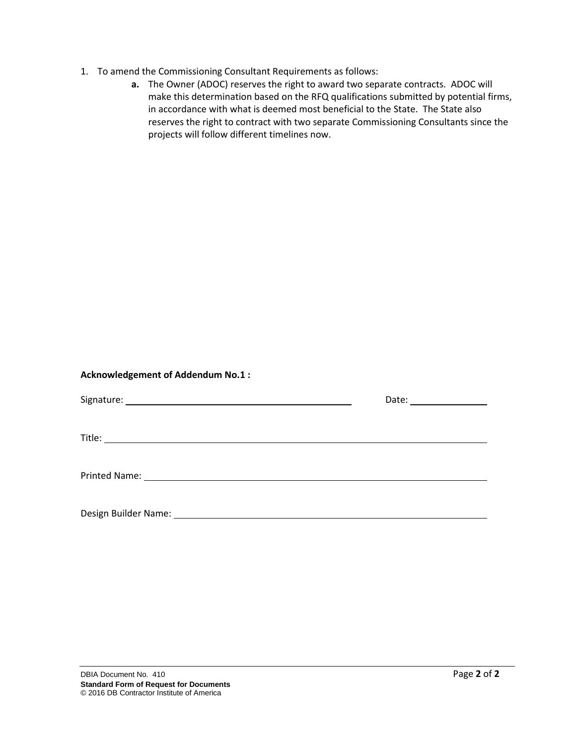1. To amend the Commissioning Consultant Requirements as follows:
    - **a.** The Owner (ADOC) reserves the right to award two separate contracts. ADOC will make this determination based on the RFQ qualifications submitted by potential firms, in accordance with what is deemed most beneficial to the State. The State also reserves the right to contract with two separate Commissioning Consultants since the projects will follow different timelines now.

**Acknowledgement of Addendum No.1 :**

Signature: ______________________________ Date: ______________

Title: ______________________________

Printed Name: ______________________________

Design Builder Name: ______________________________

DBIA Document No. 410
**Standard Form of Request for Documents**
© 2016 DB Contractor Institute of America